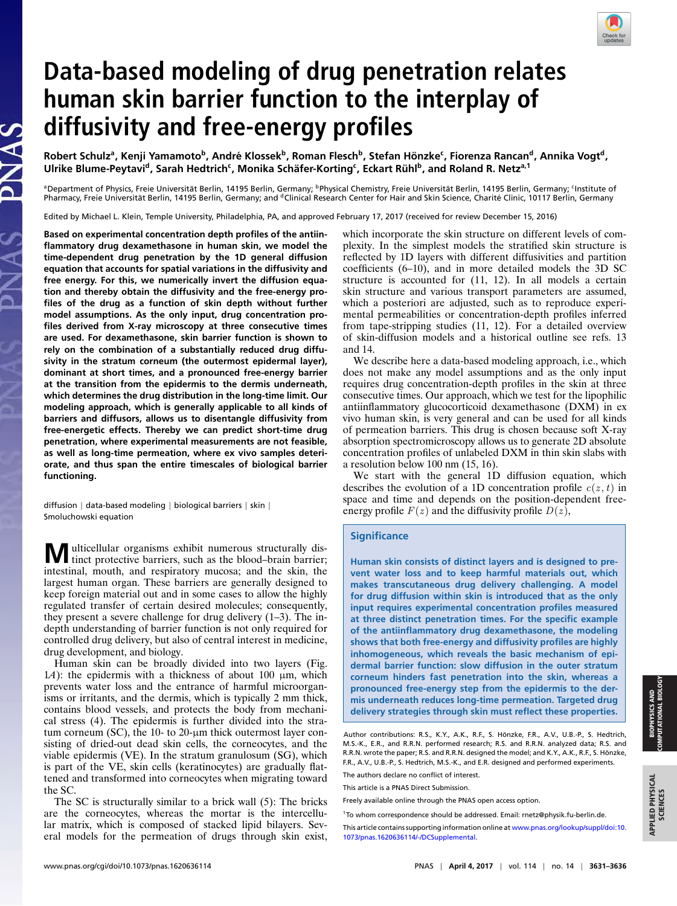# Data-based modeling of drug penetration relates human skin barrier function to the interplay of diffusivity and free-energy profiles

Robert Schulz[a], Kenji Yamamoto[b], André Klossek[b], Roman Flesch[b], Stefan Hönzke[c], Fiorenza Rancan[d], Annika Vogt[d], Ulrike Blume-Peytavi[d], Sarah Hedtrich[c], Monika Schäfer-Korting[c], Eckart Rühl[b], and Roland R. Netz[a,1]

[a]Department of Physics, Freie Universität Berlin, 14195 Berlin, Germany; [b]Physical Chemistry, Freie Universität Berlin, 14195 Berlin, Germany; [c]Institute of Pharmacy, Freie Universität Berlin, 14195 Berlin, Germany; and [d]Clinical Research Center for Hair and Skin Science, Charité Clinic, 10117 Berlin, Germany

Edited by Michael L. Klein, Temple University, Philadelphia, PA, and approved February 17, 2017 (received for review December 15, 2016)

**Based on experimental concentration depth profiles of the antiinflammatory drug dexamethasone in human skin, we model the time-dependent drug penetration by the 1D general diffusion equation that accounts for spatial variations in the diffusivity and free energy. For this, we numerically invert the diffusion equation and thereby obtain the diffusivity and the free-energy profiles of the drug as a function of skin depth without further model assumptions. As the only input, drug concentration profiles derived from X-ray microscopy at three consecutive times are used. For dexamethasone, skin barrier function is shown to rely on the combination of a substantially reduced drug diffusivity in the stratum corneum (the outermost epidermal layer), dominant at short times, and a pronounced free-energy barrier at the transition from the epidermis to the dermis underneath, which determines the drug distribution in the long-time limit. Our modeling approach, which is generally applicable to all kinds of barriers and diffusors, allows us to disentangle diffusivity from free-energetic effects. Thereby we can predict short-time drug penetration, where experimental measurements are not feasible, as well as long-time permeation, where ex vivo samples deteriorate, and thus span the entire timescales of biological barrier functioning.**

diffusion | data-based modeling | biological barriers | skin | Smoluchowski equation

Multicellular organisms exhibit numerous structurally distinct protective barriers, such as the blood–brain barrier; intestinal, mouth, and respiratory mucosa; and the skin, the largest human organ. These barriers are generally designed to keep foreign material out and in some cases to allow the highly regulated transfer of certain desired molecules; consequently, they present a severe challenge for drug delivery (1–3). The in-depth understanding of barrier function is not only required for controlled drug delivery, but also of central interest in medicine, drug development, and biology.

Human skin can be broadly divided into two layers (Fig. 1*A*): the epidermis with a thickness of about 100 μm, which prevents water loss and the entrance of harmful microorganisms or irritants, and the dermis, which is typically 2 mm thick, contains blood vessels, and protects the body from mechanical stress (4). The epidermis is further divided into the stratum corneum (SC), the 10- to 20-μm thick outermost layer consisting of dried-out dead skin cells, the corneocytes, and the viable epidermis (VE). In the stratum granulosum (SG), which is part of the VE, skin cells (keratinocytes) are gradually flattened and transformed into corneocytes when migrating toward the SC.

The SC is structurally similar to a brick wall (5): The bricks are the corneocytes, whereas the mortar is the intercellular matrix, which is composed of stacked lipid bilayers. Several models for the permeation of drugs through skin exist, which incorporate the skin structure on different levels of complexity. In the simplest models the stratified skin structure is reflected by 1D layers with different diffusivities and partition coefficients (6–10), and in more detailed models the 3D SC structure is accounted for (11, 12). In all models a certain skin structure and various transport parameters are assumed, which a posteriori are adjusted, such as to reproduce experimental permeabilities or concentration-depth profiles inferred from tape-stripping studies (11, 12). For a detailed overview of skin-diffusion models and a historical outline see refs. 13 and 14.

We describe here a data-based modeling approach, i.e., which does not make any model assumptions and as the only input requires drug concentration-depth profiles in the skin at three consecutive times. Our approach, which we test for the lipophilic antiinflammatory glucocorticoid dexamethasone (DXM) in ex vivo human skin, is very general and can be used for all kinds of permeation barriers. This drug is chosen because soft X-ray absorption spectromicroscopy allows us to generate 2D absolute concentration profiles of unlabeled DXM in thin skin slabs with a resolution below 100 nm (15, 16).

We start with the general 1D diffusion equation, which describes the evolution of a 1D concentration profile $c(z, t)$ in space and time and depends on the position-dependent free-energy profile $F(z)$ and the diffusivity profile $D(z)$,

### Significance

**Human skin consists of distinct layers and is designed to prevent water loss and to keep harmful materials out, which makes transcutaneous drug delivery challenging. A model for drug diffusion within skin is introduced that as the only input requires experimental concentration profiles measured at three distinct penetration times. For the specific example of the antiinflammatory drug dexamethasone, the modeling shows that both free-energy and diffusivity profiles are highly inhomogeneous, which reveals the basic mechanism of epidermal barrier function: slow diffusion in the stratum corneum hinders fast penetration into the skin, whereas a pronounced free-energy step from the epidermis to the dermis underneath reduces long-time permeation. Targeted drug delivery strategies through skin must reflect these properties.**

Author contributions: R.S., K.Y., A.K., R.F., S. Hönzke, F.R., A.V., U.B.-P., S. Hedtrich, M.S.-K., E.R., and R.R.N. performed research; R.S. and R.R.N. analyzed data; R.S. and R.R.N. wrote the paper; R.S. and R.R.N. designed the model; and K.Y., A.K., R.F., S. Hönzke, F.R., A.V., U.B.-P., S. Hedtrich, M.S.-K., and E.R. designed and performed experiments.

The authors declare no conflict of interest.

This article is a PNAS Direct Submission.

Freely available online through the PNAS open access option.

[1]To whom correspondence should be addressed. Email: rnetz@physik.fu-berlin.de.

This article contains supporting information online at www.pnas.org/lookup/suppl/doi:10.1073/pnas.1620636114/-/DCSupplemental.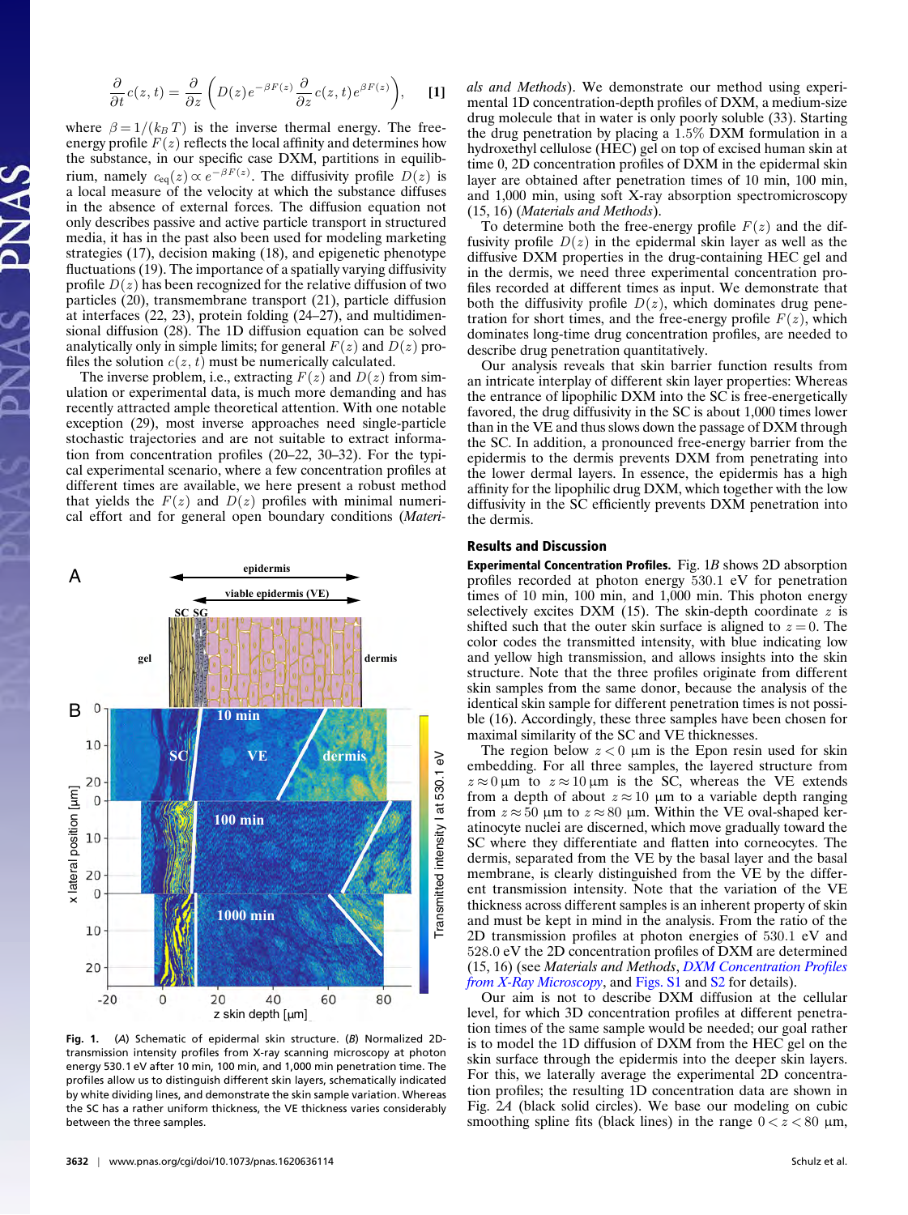$$\frac{\partial}{\partial t} c(z,t) = \frac{\partial}{\partial z}\left( D(z) e^{-\beta F(z)} \frac{\partial}{\partial z} c(z,t) e^{\beta F(z)} \right), \qquad [1]$$

where $\beta = 1/(k_B T)$ is the inverse thermal energy. The free-energy profile $F(z)$ reflects the local affinity and determines how the substance, in our specific case DXM, partitions in equilibrium, namely $c_{\mathrm{eq}}(z) \propto e^{-\beta F(z)}$. The diffusivity profile $D(z)$ is a local measure of the velocity at which the substance diffuses in the absence of external forces. The diffusion equation not only describes passive and active particle transport in structured media, it has in the past also been used for modeling marketing strategies (17), decision making (18), and epigenetic phenotype fluctuations (19). The importance of a spatially varying diffusivity profile $D(z)$ has been recognized for the relative diffusion of two particles (20), transmembrane transport (21), particle diffusion at interfaces (22, 23), protein folding (24–27), and multidimensional diffusion (28). The 1D diffusion equation can be solved analytically only in simple limits; for general $F(z)$ and $D(z)$ profiles the solution $c(z,t)$ must be numerically calculated.

The inverse problem, i.e., extracting $F(z)$ and $D(z)$ from simulation or experimental data, is much more demanding and has recently attracted ample theoretical attention. With one notable exception (29), most inverse approaches need single-particle stochastic trajectories and are not suitable to extract information from concentration profiles (20–22, 30–32). For the typical experimental scenario, where a few concentration profiles at different times are available, we here present a robust method that yields the $F(z)$ and $D(z)$ profiles with minimal numerical effort and for general open boundary conditions (*Materials and Methods*). We demonstrate our method using experimental 1D concentration-depth profiles of DXM, a medium-size drug molecule that in water is only poorly soluble (33). Starting the drug penetration by placing a 1.5% DXM formulation in a hydroxethyl cellulose (HEC) gel on top of excised human skin at time 0, 2D concentration profiles of DXM in the epidermal skin layer are obtained after penetration times of 10 min, 100 min, and 1,000 min, using soft X-ray absorption spectromicroscopy (15, 16) (*Materials and Methods*).

To determine both the free-energy profile $F(z)$ and the diffusivity profile $D(z)$ in the epidermal skin layer as well as the diffusive DXM properties in the drug-containing HEC gel and in the dermis, we need three experimental concentration profiles recorded at different times as input. We demonstrate that both the diffusivity profile $D(z)$, which dominates drug penetration for short times, and the free-energy profile $F(z)$, which dominates long-time drug concentration profiles, are needed to describe drug penetration quantitatively.

Our analysis reveals that skin barrier function results from an intricate interplay of different skin layer properties: Whereas the entrance of lipophilic DXM into the SC is free-energetically favored, the drug diffusivity in the SC is about 1,000 times lower than in the VE and thus slows down the passage of DXM through the SC. In addition, a pronounced free-energy barrier from the epidermis to the dermis prevents DXM from penetrating into the lower dermal layers. In essence, the epidermis has a high affinity for the lipophilic drug DXM, which together with the low diffusivity in the SC efficiently prevents DXM penetration into the dermis.

**Fig. 1.** (*A*) Schematic of epidermal skin structure. (*B*) Normalized 2D-transmission intensity profiles from X-ray scanning microscopy at photon energy 530.1 eV after 10 min, 100 min, and 1,000 min penetration time. The profiles allow us to distinguish different skin layers, schematically indicated by white dividing lines, and demonstrate the skin sample variation. Whereas the SC has a rather uniform thickness, the VE thickness varies considerably between the three samples.

## Results and Discussion

**Experimental Concentration Profiles.** Fig. 1*B* shows 2D absorption profiles recorded at photon energy 530.1 eV for penetration times of 10 min, 100 min, 1,000 min. This photon energy selectively excites DXM (15). The skin-depth coordinate $z$ is shifted such that the outer skin surface is aligned to $z = 0$. The color codes the transmitted intensity, with blue indicating low and yellow high transmission, and allows insights into the skin structure. Note that the three profiles originate from different skin samples from the same donor, because the analysis of the identical skin sample for different penetration times is not possible (16). Accordingly, these three samples have been chosen for maximal similarity of the SC and VE thicknesses.

The region below $z < 0$ µm is the Epon resin used for skin embedding. For all three samples, the layered structure from $z \approx 0$ µm to $z \approx 10$ µm is the SC, whereas the VE extends from a depth of about $z \approx 10$ µm to a variable depth ranging from $z \approx 50$ µm to $z \approx 80$ µm. Within the VE oval-shaped keratinocyte nuclei are discerned, which move gradually toward the SC where they differentiate and flatten into corneocytes. The dermis, separated from the VE by the basal layer and the basal membrane, is clearly distinguished from the VE by the different transmission intensity. Note that the variation of the VE thickness across different samples is an inherent property of skin and must be kept in mind in the analysis. From the ratio of the 2D transmission profiles at photon energies of 530.1 eV and 528.0 eV the 2D concentration profiles of DXM are determined (15, 16) (see *Materials and Methods*, *DXM Concentration Profiles from X-Ray Microscopy*, and Figs. S1 and S2 for details).

Our aim is not to describe DXM diffusion at the cellular level, for which 3D concentration profiles at different penetration times of the same sample would be needed; our goal rather is to model the 1D diffusion of DXM from the HEC gel on the skin surface through the epidermis into the deeper skin layers. For this, we laterally average the experimental 2D concentration profiles; the resulting 1D concentration data are shown in Fig. 2*A* (black solid circles). We base our modeling on cubic smoothing spline fits (black lines) in the range $0 < z < 80$ µm,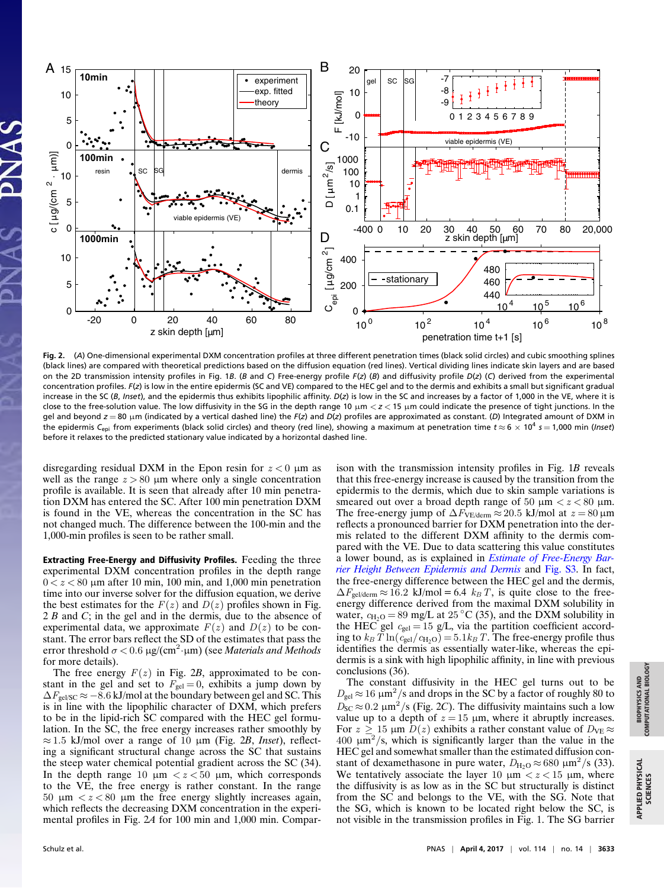**Fig. 2.** (*A*) One-dimensional experimental DXM concentration profiles at three different penetration times (black solid circles) and cubic smoothing splines (black lines) are compared with theoretical predictions based on the diffusion equation (red lines). Vertical dividing lines indicate skin layers and are based on the 2D transmission intensity profiles in Fig. 1*B*. (*B* and *C*) Free-energy profile $F(z)$ (*B*) and diffusivity profile $D(z)$ (*C*) derived from the experimental concentration profiles. $F(z)$ is low in the entire epidermis (SC and VE) compared to the HEC gel and to the dermis and exhibits a small but significant gradual increase in the SC (*B*, *Inset*), and the epidermis thus exhibits lipophilic affinity. $D(z)$ is low in the SC and increases by a factor of 1,000 in the VE, where it is close to the free-solution value. The low diffusivity in the SG in the depth range 10 μm $< z <$ 15 μm could indicate the presence of tight junctions. In the gel and beyond $z = 80$ μm (indicated by a vertical dashed line) the $F(z)$ and $D(z)$ profiles are approximated as constant. (*D*) Integrated amount of DXM in the epidermis $C_{\mathrm{epi}}$ from experiments (black solid circles) and theory (red line), showing a maximum at penetration time $t \approx 6 \times 10^4$ s = 1,000 min (*Inset*) before it relaxes to the predicted stationary value indicated by a horizontal dashed line.

disregarding residual DXM in the Epon resin for $z < 0$ μm as well as the range $z > 80$ μm where only a single concentration profile is available. It is seen that already after 10 min penetration DXM has entered the SC. After 100 min penetration DXM is found in the VE, whereas the concentration in the SC has not changed much. The difference between the 100-min and the 1,000-min profiles is seen to be rather small.

**Extracting Free-Energy and Diffusivity Profiles.** Feeding the three experimental DXM concentration profiles in the depth range $0 < z < 80$ μm after 10 min, 100 min, and 1,000 min penetration time into our inverse solver for the diffusion equation, we derive the best estimates for the $F(z)$ and $D(z)$ profiles shown in Fig. 2 *B* and *C*; in the gel and in the dermis, due to the absence of experimental data, we approximate $F(z)$ and $D(z)$ to be constant. The error bars reflect the SD of the estimates that pass the error threshold $\sigma < 0.6$ μg/(cm$^2$·μm) (see *Materials and Methods* for more details).

The free energy $F(z)$ in Fig. 2*B*, approximated to be constant in the gel and set to $F_{\mathrm{gel}} = 0$, exhibits a jump down by $\Delta F_{\mathrm{gel/SC}} \approx -8.6$ kJ/mol at the boundary between gel and SC. This is in line with the lipophilic character of DXM, which prefers to be in the lipid-rich SC compared with the HEC gel formulation. In the SC, the free energy increases rather smoothly by $\approx 1.5$ kJ/mol over a range of 10 μm (Fig. 2*B*, *Inset*), reflecting a significant structural change across the SC that sustains the steep water chemical potential gradient across the SC (34). In the depth range 10 μm $< z <$ 50 μm, which corresponds to the VE, the free energy is rather constant. In the range 50 μm $< z <$ 80 μm the free energy slightly increases again, which reflects the decreasing DXM concentration in the experimental profiles in Fig. 2*A* for 100 min and 1,000 min. Comparison with the transmission intensity profiles in Fig. 1*B* reveals that this free-energy increase is caused by the transition from the epidermis to the dermis, which due to skin sample variations is smeared out over a broad depth range of 50 μm $< z <$ 80 μm. The free-energy jump of $\Delta F_{\mathrm{VE/derm}} \approx 20.5$ kJ/mol at $z = 80$ μm reflects a pronounced barrier for DXM penetration into the dermis related to the different DXM affinity to the dermis compared with the VE. Due to data scattering this value constitutes a lower bound, as is explained in *Estimate of Free-Energy Barrier Height Between Epidermis and Dermis* and Fig. S3. In fact, the free-energy difference between the HEC gel and the dermis, $\Delta F_{\mathrm{gel/derm}} \approx 16.2$ kJ/mol = 6.4 $k_B T$, is quite close to the free-energy difference derived from the maximal DXM solubility in water, $c_{\mathrm{H_2O}} = 89$ mg/L at 25 °C (35), and the DXM solubility in the HEC gel $c_{\mathrm{gel}} = 15$ g/L, via the partition coefficient according to $k_B T \ln(c_{\mathrm{gel}}/c_{\mathrm{H_2O}}) = 5.1 k_B T$. The free-energy profile thus identifies the dermis as essentially water-like, whereas the epidermis is a sink with high lipophilic affinity, in line with previous conclusions (36).

The constant diffusivity in the HEC gel turns out to be $D_{\mathrm{gel}} \approx 16$ μm$^2$/s and drops in the SC by a factor of roughly 80 to $D_{\mathrm{SC}} \approx 0.2$ μm$^2$/s (Fig. 2*C*). The diffusivity maintains such a low value up to a depth of $z = 15$ μm, where it abruptly increases. For $z \geq 15$ μm $D(z)$ exhibits a rather constant value of $D_{\mathrm{VE}} \approx 400$ μm$^2$/s, which is significantly larger than the value in the HEC gel and somewhat smaller than the estimated diffusion constant of dexamethasone in pure water, $D_{\mathrm{H_2O}} \approx 680$ μm$^2$/s (33). We tentatively associate the layer 10 μm $< z <$ 15 μm, where the diffusivity is as low as in the SC but structurally is distinct from the SC and belongs to the VE, with the SG. Note that the SG, which is known to be located right below the SC, is not visible in the transmission profiles in Fig. 1. The SG barrier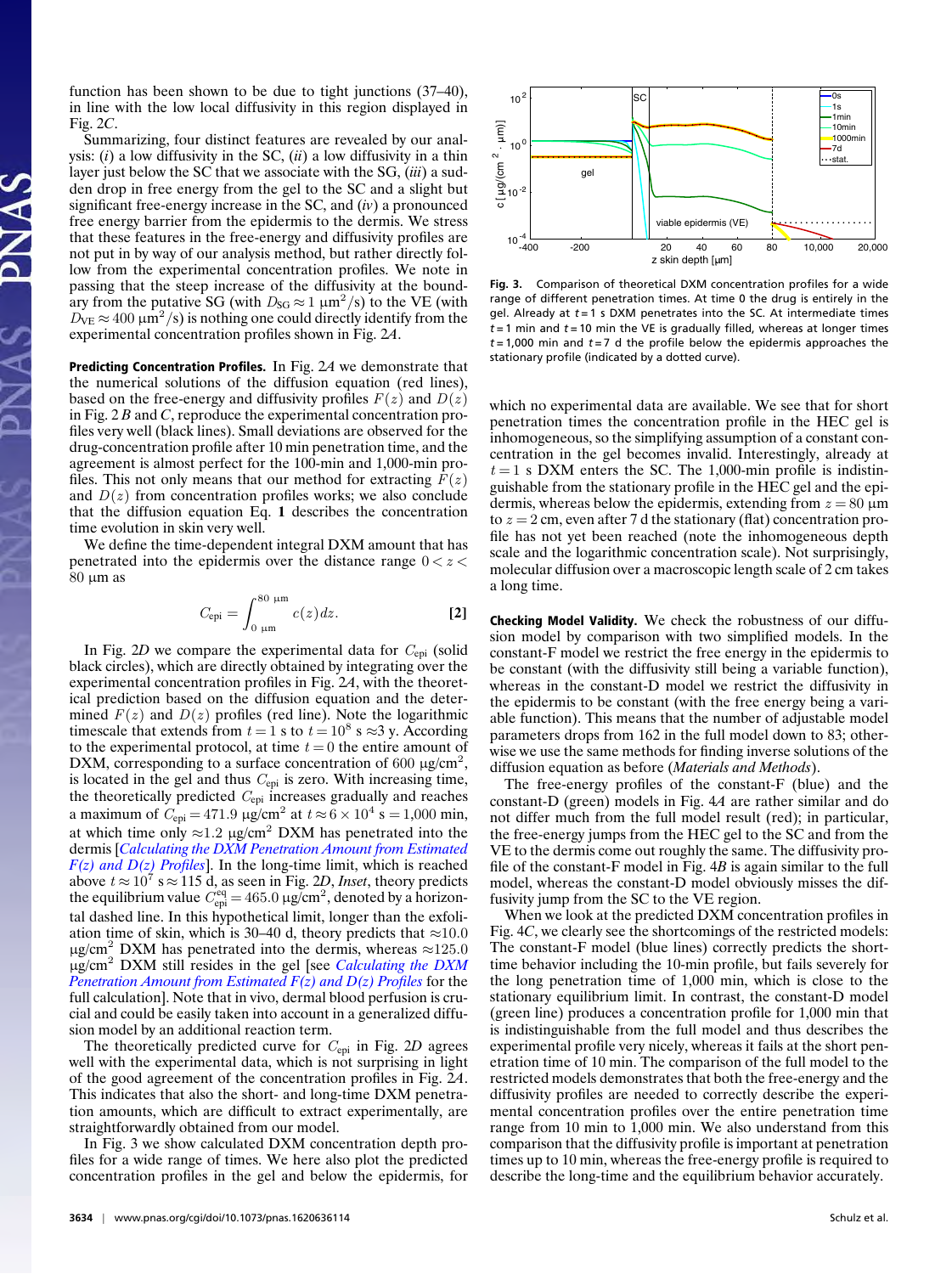function has been shown to be due to tight junctions (37–40), in line with the low local diffusivity in this region displayed in Fig. 2*C*.

Summarizing, four distinct features are revealed by our analysis: (*i*) a low diffusivity in the SC, (*ii*) a low diffusivity in a thin layer just below the SC that we associate with the SG, (*iii*) a sudden drop in free energy from the gel to the SC and a slight but significant free-energy increase in the SC, and (*iv*) a pronounced free energy barrier from the epidermis to the dermis. We stress that these features in the free-energy and diffusivity profiles are not put in by way of our analysis method, but rather directly follow from the experimental concentration profiles. We note in passing that the steep increase of the diffusivity at the boundary from the putative SG (with $D_{\mathrm{SG}} \approx 1\ \mu\mathrm{m}^2/\mathrm{s}$) to the VE (with $D_{\mathrm{VE}} \approx 400\ \mu\mathrm{m}^2/\mathrm{s}$) is nothing one could directly identify from the experimental concentration profiles shown in Fig. 2*A*.

**Predicting Concentration Profiles.** In Fig. 2*A* we demonstrate that the numerical solutions of the diffusion equation (red lines), based on the free-energy and diffusivity profiles $F(z)$ and $D(z)$ in Fig. 2 *B* and *C*, reproduce the experimental concentration profiles very well (black lines). Small deviations are observed for the drug-concentration profile after 10 min penetration time, and the agreement is almost perfect for the 100-min and 1,000-min profiles. This not only means that our method for extracting $F(z)$ and $D(z)$ from concentration profiles works; we also conclude that the diffusion equation Eq. **1** describes the concentration time evolution in skin very well.

We define the time-dependent integral DXM amount that has penetrated into the epidermis over the distance range $0 < z < 80\ \mu\mathrm{m}$ as

$$C_{\mathrm{epi}} = \int_{0\ \mu\mathrm{m}}^{80\ \mu\mathrm{m}} c(z)dz. \qquad [2]$$

In Fig. 2*D* we compare the experimental data for $C_{\mathrm{epi}}$ (solid black circles), which are directly obtained by integrating over the experimental concentration profiles in Fig. 2*A*, with the theoretical prediction based on the diffusion equation and the determined $F(z)$ and $D(z)$ profiles (red line). Note the logarithmic timescale that extends from $t = 1$ s to $t = 10^8$ s $\approx 3$ y. According to the experimental protocol, at time $t = 0$ the entire amount of DXM, corresponding to a surface concentration of 600 $\mu\mathrm{g/cm}^2$, is located in the gel and thus $C_{\mathrm{epi}}$ is zero. With increasing time, the theoretically predicted $C_{\mathrm{epi}}$ increases gradually and reaches a maximum of $C_{\mathrm{epi}} = 471.9\ \mu\mathrm{g/cm}^2$ at $t \approx 6 \times 10^4$ s $= 1{,}000$ min, at which time only $\approx 1.2\ \mu\mathrm{g/cm}^2$ DXM has penetrated into the dermis [*Calculating the DXM Penetration Amount from Estimated F(z) and D(z) Profiles*]. In the long-time limit, which is reached above $t \approx 10^7$ s $\approx 115$ d, as seen in Fig. 2*D*, *Inset*, theory predicts the equilibrium value $C_{\mathrm{epi}}^{\mathrm{eq}} = 465.0\ \mu\mathrm{g/cm}^2$, denoted by a horizontal dashed line. In this hypothetical limit, longer than the exfoliation time of skin, which is 30–40 d, theory predicts that $\approx 10.0$ $\mu\mathrm{g/cm}^2$ DXM has penetrated into the dermis, whereas $\approx 125.0$ $\mu\mathrm{g/cm}^2$ DXM still resides in the gel [see *Calculating the DXM Penetration Amount from Estimated F(z) and D(z) Profiles* for the full calculation]. Note that in vivo, dermal blood perfusion is crucial and could be easily taken into account in a generalized diffusion model by an additional reaction term.

The theoretically predicted curve for $C_{\mathrm{epi}}$ in Fig. 2*D* agrees well with the experimental data, which is not surprising in light of the good agreement of the concentration profiles in Fig. 2*A*. This indicates that also the short- and long-time DXM penetration amounts, which are difficult to extract experimentally, are straightforwardly obtained from our model.

In Fig. 3 we show calculated DXM concentration depth profiles for a wide range of times. We here also plot the predicted concentration profiles in the gel and below the epidermis, for which no experimental data are available. We see that for short penetration times the concentration profile in the HEC gel is inhomogeneous, so the simplifying assumption of a constant concentration in the gel becomes invalid. Interestingly, already at $t = 1$ s DXM enters the SC. The 1,000-min profile is indistinguishable from the stationary profile in the HEC gel and the epidermis, whereas below the epidermis, extending from $z = 80\ \mu\mathrm{m}$ to $z = 2$ cm, even after 7 d the stationary (flat) concentration profile has not yet been reached (note the inhomogeneous depth scale and the logarithmic concentration scale). Not surprisingly, molecular diffusion over a macroscopic length scale of 2 cm takes a long time.

Fig. 3. Comparison of theoretical DXM concentration profiles for a wide range of different penetration times. At time 0 the drug is entirely in the gel. Already at $t = 1$ s DXM penetrates into the SC. At intermediate times $t = 1$ min and $t = 10$ min the VE is gradually filled, whereas at longer times $t = 1{,}000$ min and $t = 7$ d the profile below the epidermis approaches the stationary profile (indicated by a dotted curve).

**Checking Model Validity.** We check the robustness of our diffusion model by comparison with two simplified models. In the constant-F model we restrict the free energy in the epidermis to be constant (with the diffusivity still being a variable function), whereas in the constant-D model we restrict the diffusivity in the epidermis to be constant (with the free energy being a variable function). This means that the number of adjustable model parameters drops from 162 in the full model down to 83; otherwise we use the same methods for finding inverse solutions of the diffusion equation as before (*Materials and Methods*).

The free-energy profiles of the constant-F (blue) and the constant-D (green) models in Fig. 4*A* are rather similar and do not differ much from the full model result (red); in particular, the free-energy jumps from the HEC gel to the SC and from the VE to the dermis come out roughly the same. The diffusivity profile of the constant-F model in Fig. 4*B* is again similar to the full model, whereas the constant-D model obviously misses the diffusivity jump from the SC to the VE region.

When we look at the predicted DXM concentration profiles in Fig. 4*C*, we clearly see the shortcomings of the restricted models: The constant-F model (blue lines) correctly predicts the short-time behavior including the 10-min profile, but fails severely for the long penetration time of 1,000 min, which is close to the stationary equilibrium limit. In contrast, the constant-D model (green line) produces a concentration profile for 1,000 min that is indistinguishable from the full model and thus describes the experimental profile very nicely, whereas it fails at the short penetration time of 10 min. The comparison of the full model to the restricted models demonstrates that both the free-energy and the diffusivity profiles are needed to correctly describe the experimental concentration profiles over the entire penetration time range from 10 min to 1,000 min. We also understand from this comparison that the diffusivity profile is important at penetration times up to 10 min, whereas the free-energy profile is required to describe the long-time and the equilibrium behavior accurately.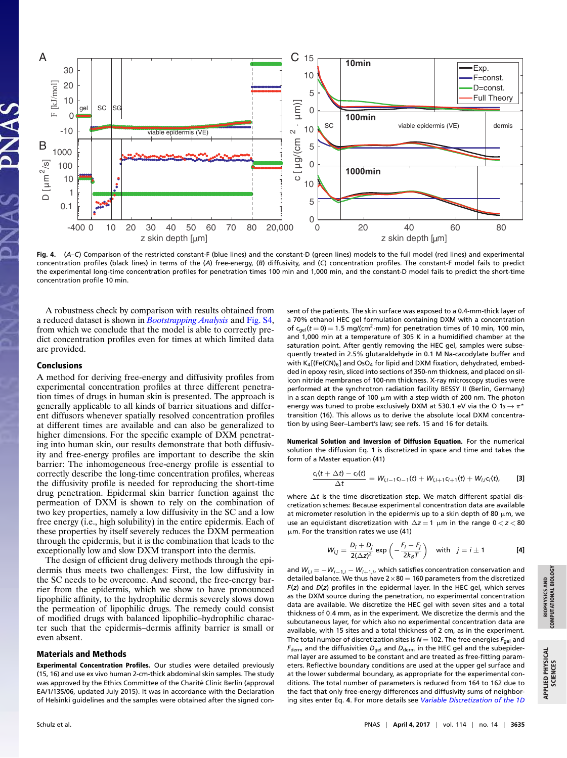**Fig. 4.** (*A*–*C*) Comparison of the restricted constant-F (blue lines) and the constant-D (green lines) models to the full model (red lines) and experimental concentration profiles (black lines) in terms of the (*A*) free-energy, (*B*) diffusivity, and (*C*) concentration profiles. The constant-F model fails to predict the experimental long-time concentration profiles for penetration times 100 min and 1,000 min, and the constant-D model fails to predict the short-time concentration profile 10 min.

A robustness check by comparison with results obtained from a reduced dataset is shown in *Bootstrapping Analysis* and Fig. S4, from which we conclude that the model is able to correctly predict concentration profiles even for times at which limited data are provided.

## Conclusions

A method for deriving free-energy and diffusivity profiles from experimental concentration profiles at three different penetration times of drugs in human skin is presented. The approach is generally applicable to all kinds of barrier situations and different diffusors whenever spatially resolved concentration profiles at different times are available and can also be generalized to higher dimensions. For the specific example of DXM penetrating into human skin, our results demonstrate that both diffusivity and free-energy profiles are important to describe the skin barrier: The inhomogeneous free-energy profile is essential to correctly describe the long-time concentration profiles, whereas the diffusivity profile is needed for reproducing the short-time drug penetration. Epidermal skin barrier function against the permeation of DXM is shown to rely on the combination of two key properties, namely a low diffusivity in the SC and a low free energy (i.e., high solubility) in the entire epidermis. Each of these properties by itself severely reduces the DXM permeation through the epidermis, but it is the combination that leads to the exceptionally low and slow DXM transport into the dermis.

The design of efficient drug delivery methods through the epidermis thus meets two challenges: First, the low diffusivity in the SC needs to be overcome. And second, the free-energy barrier from the epidermis, which we show to have pronounced lipophilic affinity, to the hydrophilic dermis severely slows down the permeation of lipophilic drugs. The remedy could consist of modified drugs with balanced lipophilic–hydrophilic character such that the epidermis–dermis affinity barrier is small or even absent.

## Materials and Methods

**Experimental Concentration Profiles.** Our studies were detailed previously (15, 16) and use ex vivo human 2-cm-thick abdominal skin samples. The study was approved by the Ethics Committee of the Charité Clinic Berlin (approval EA/1/135/06, updated July 2015). It was in accordance with the Declaration of Helsinki guidelines and the samples were obtained after the signed consent of the patients. The skin surface was exposed to a 0.4-mm-thick layer of a 70% ethanol HEC gel formulation containing DXM with a concentration of $c_{\text{gel}}(t=0) = 1.5$ mg/(cm$^2$·mm) for penetration times of 10 min, 100 min, and 1,000 min at a temperature of 305 K in a humidified chamber at the saturation point. After gently removing the HEC gel, samples were subsequently treated in 2.5% glutaraldehyde in 0.1 M Na-cacodylate buffer and with $K_4[Fe(CN)_6]$ and $OsO_4$ for lipid and DXM fixation, dehydrated, embedded in epoxy resin, sliced into sections of 350-nm thickness, and placed on silicon nitride membranes of 100-nm thickness. X-ray microscopy studies were performed at the synchrotron radiation facility BESSY II (Berlin, Germany) in a scan depth range of 100 μm with a step width of 200 nm. The photon energy was tuned to probe exclusively DXM at 530.1 eV via the O $1s \rightarrow \pi^*$ transition (16). This allows us to derive the local DXM concentration by using Beer–Lambert's law; see refs. 15 and 16 for details.

**Numerical Solution and Inversion of Diffusion Equation.** For the numerical solution the diffusion Eq. **1** is discretized in space and time and takes the form of a Master equation (41)

$$\frac{c_i(t+\Delta t) - c_i(t)}{\Delta t} = W_{i,i-1}c_{i-1}(t) + W_{i,i+1}c_{i+1}(t) + W_{i,i}c_i(t), \quad [3]$$

where $\Delta t$ is the time discretization step. We match different spatial discretization schemes: Because experimental concentration data are available at micrometer resolution in the epidermis up to a skin depth of 80 μm, we use an equidistant discretization with $\Delta z = 1$ μm in the range $0 < z < 80$ μm. For the transition rates we use (41)

$$W_{i,j} = \frac{D_i + D_j}{2(\Delta z)^2} \exp\left(-\frac{F_i - F_j}{2k_BT}\right) \quad \text{with} \quad j = i \pm 1 \quad [4]$$

and $W_{i,i} = -W_{i-1,i} - W_{i+1,i}$, which satisfies concentration conservation and detailed balance. We thus have $2 \times 80 = 160$ parameters from the discretized $F(z)$ and $D(z)$ profiles in the epidermal layer. In the HEC gel, which serves as the DXM source during the penetration, no experimental concentration data are available. We discretize the HEC gel with seven sites and a total thickness of 0.4 mm, as in the experiment. We discretize the dermis and the subcutaneous layer, for which also no experimental concentration data are available, with 15 sites and a total thickness of 2 cm, as in the experiment. The total number of discretization sites is $N = 102$. The free energies $F_{\text{gel}}$ and $F_{\text{derm}}$ and the diffusivities $D_{\text{gel}}$ and $D_{\text{derm}}$ in the HEC gel and the subepidermal layer are assumed to be constant and are treated as free-fitting parameters. Reflective boundary conditions are used at the upper gel surface and at the lower subdermal boundary, as appropriate for the experimental conditions. The total number of parameters is reduced from 164 to 162 due to the fact that only free-energy differences and diffusivity sums of neighboring sites enter Eq. **4**. For more details see *Variable Discretization of the 1D*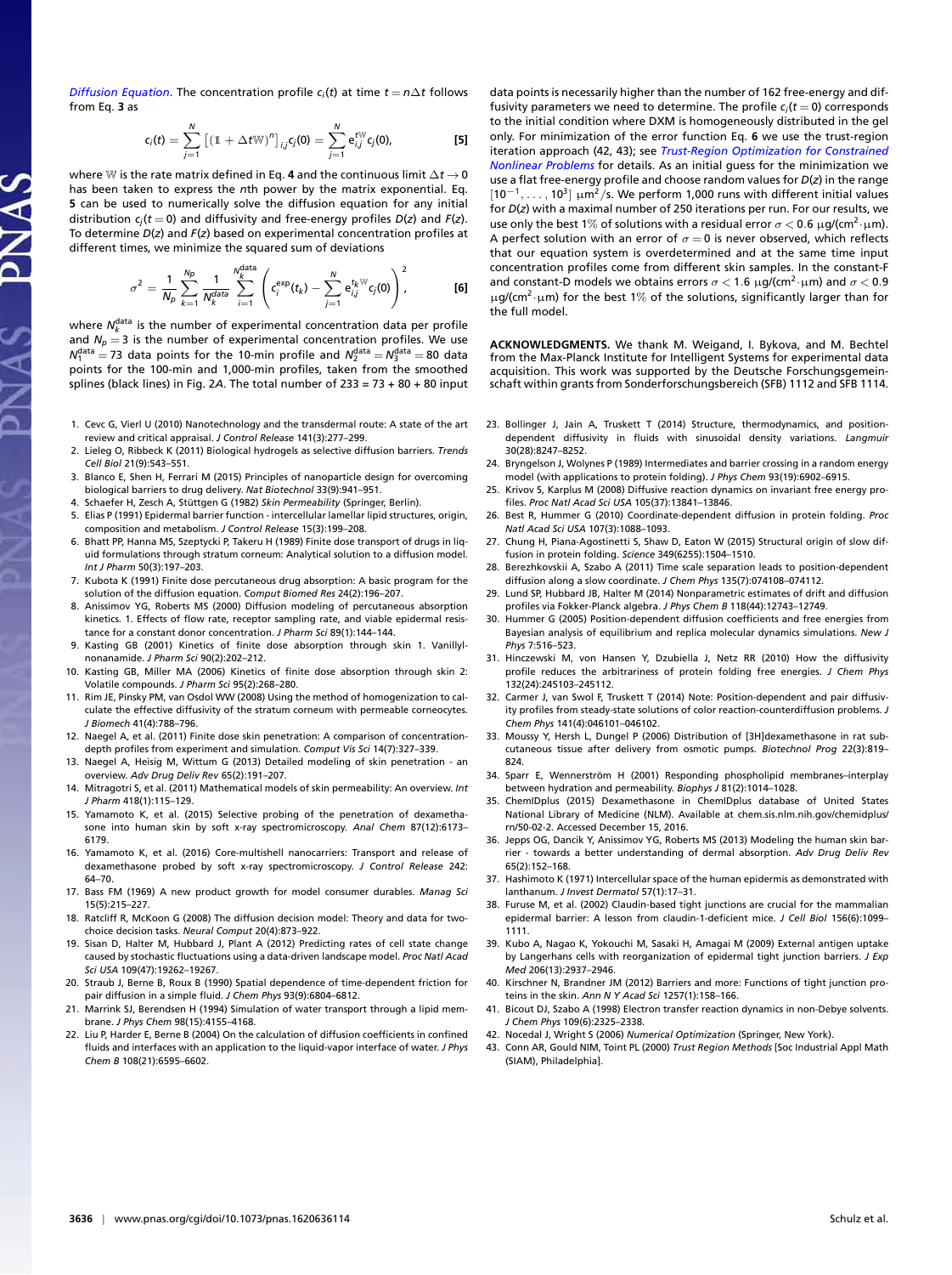*Diffusion Equation*. The concentration profile $c_i(t)$ at time $t = n\Delta t$ follows from Eq. **3** as

$$c_i(t) = \sum_{j=1}^{N} \left[ (\mathbb{1} + \Delta t \mathbb{W})^n \right]_{i,j} c_j(0) = \sum_{j=1}^{N} e^{t\mathbb{W}}_{i,j} c_j(0), \qquad [5]$$

where $\mathbb{W}$ is the rate matrix defined in Eq. **4** and the continuous limit $\Delta t \to 0$ has been taken to express the $n$th power by the matrix exponential. Eq. **5** can be used to numerically solve the diffusion equation for any initial distribution $c_j(t=0)$ and diffusivity and free-energy profiles $D(z)$ and $F(z)$. To determine $D(z)$ and $F(z)$ based on experimental concentration profiles at different times, we minimize the squared sum of deviations

$$\sigma^2 = \frac{1}{N_p} \sum_{k=1}^{N_p} \frac{1}{N_k^{data}} \sum_{i=1}^{N_k^{data}} \left( c_i^{exp}(t_k) - \sum_{j=1}^{N} e^{t_k \mathbb{W}}_{i,j} c_j(0) \right)^2, \qquad [6]$$

where $N_k^{data}$ is the number of experimental concentration data per profile and $N_p = 3$ is the number of experimental concentration profiles. We use $N_1^{data} = 73$ data points for the 10-min profile and $N_2^{data} = N_3^{data} = 80$ data points for the 100-min and 1,000-min profiles, taken from the smoothed splines (black lines) in Fig. 2*A*. The total number of 233 = 73 + 80 + 80 input data points is necessarily higher than the number of 162 free-energy and diffusivity parameters we need to determine. The profile $c_i(t=0)$ corresponds to the initial condition where DXM is homogeneously distributed in the gel only. For minimization of the error function Eq. **6** we use the trust-region iteration approach (42, 43); see *Trust-Region Optimization for Constrained Nonlinear Problems* for details. As an initial guess for the minimization we use a flat free-energy profile and choose random values for $D(z)$ in the range $[10^{-1}, \ldots, 10^3]$ $\mu m^2/s$. We perform 1,000 runs with different initial values for $D(z)$ with a maximal number of 250 iterations per run. For our results, we use only the best 1% of solutions with a residual error $\sigma < 0.6$ $\mu g/(cm^2 \cdot \mu m)$. A perfect solution with an error of $\sigma = 0$ is never observed, which reflects that our equation system is overdetermined and at the same time input concentration profiles come from different skin samples. In the constant-F and constant-D models we obtains errors $\sigma < 1.6$ $\mu g/(cm^2 \cdot \mu m)$ and $\sigma < 0.9$ $\mu g/(cm^2 \cdot \mu m)$ for the best 1% of the solutions, significantly larger than for the full model.

**ACKNOWLEDGMENTS.** We thank M. Weigand, I. Bykova, and M. Bechtel from the Max-Planck Institute for Intelligent Systems for experimental data acquisition. This work was supported by the Deutsche Forschungsgemeinschaft within grants from Sonderforschungsbereich (SFB) 1112 and SFB 1114.

1. Cevc G, Vierl U (2010) Nanotechnology and the transdermal route: A state of the art review and critical appraisal. *J Control Release* 141(3):277–299.
2. Lieleg O, Ribbeck K (2011) Biological hydrogels as selective diffusion barriers. *Trends Cell Biol* 21(9):543–551.
3. Blanco E, Shen H, Ferrari M (2015) Principles of nanoparticle design for overcoming biological barriers to drug delivery. *Nat Biotechnol* 33(9):941–951.
4. Schaefer H, Zesch A, Stüttgen G (1982) *Skin Permeability* (Springer, Berlin).
5. Elias P (1991) Epidermal barrier function - intercellular lamellar lipid structures, origin, composition and metabolism. *J Control Release* 15(3):199–208.
6. Bhatt PP, Hanna MS, Szeptycki P, Takeru H (1989) Finite dose transport of drugs in liquid formulations through stratum corneum: Analytical solution to a diffusion model. *Int J Pharm* 50(3):197–203.
7. Kubota K (1991) Finite dose percutaneous drug absorption: A basic program for the solution of the diffusion equation. *Comput Biomed Res* 24(2):196–207.
8. Anissimov YG, Roberts MS (2000) Diffusion modeling of percutaneous absorption kinetics. 1. Effects of flow rate, receptor sampling rate, and viable epidermal resistance for a constant donor concentration. *J Pharm Sci* 89(1):144–144.
9. Kasting GB (2001) Kinetics of finite dose absorption through skin 1. Vanillylnonanamide. *J Pharm Sci* 90(2):202–212.
10. Kasting GB, Miller MA (2006) Kinetics of finite dose absorption through skin 2: Volatile compounds. *J Pharm Sci* 95(2):268–280.
11. Rim JE, Pinsky PM, van Osdol WW (2008) Using the method of homogenization to calculate the effective diffusivity of the stratum corneum with permeable corneocytes. *J Biomech* 41(4):788–796.
12. Naegel A, et al. (2011) Finite dose skin penetration: A comparison of concentration-depth profiles from experiment and simulation. *Comput Vis Sci* 14(7):327–339.
13. Naegel A, Heisig M, Wittum G (2013) Detailed modeling of skin penetration - an overview. *Adv Drug Deliv Rev* 65(2):191–207.
14. Mitragotri S, et al. (2011) Mathematical models of skin permeability: An overview. *Int J Pharm* 418(1):115–129.
15. Yamamoto K, et al. (2015) Selective probing of the penetration of dexamethasone into human skin by soft x-ray spectromicroscopy. *Anal Chem* 87(12):6173–6179.
16. Yamamoto K, et al. (2016) Core-multishell nanocarriers: Transport and release of dexamethasone probed by soft x-ray spectromicroscopy. *J Control Release* 242:64–70.
17. Bass FM (1969) A new product growth for model consumer durables. *Manag Sci* 15(5):215–227.
18. Ratcliff R, McKoon G (2008) The diffusion decision model: Theory and data for two-choice decision tasks. *Neural Comput* 20(4):873–922.
19. Sisan D, Halter M, Hubbard J, Plant A (2012) Predicting rates of cell state change caused by stochastic fluctuations using a data-driven landscape model. *Proc Natl Acad Sci USA* 109(47):19262–19267.
20. Straub J, Berne B, Roux B (1990) Spatial dependence of time-dependent friction for pair diffusion in a simple fluid. *J Chem Phys* 93(9):6804–6812.
21. Marrink SJ, Berendsen H (1994) Simulation of water transport through a lipid membrane. *J Phys Chem* 98(15):4155–4168.
22. Liu P, Harder E, Berne B (2004) On the calculation of diffusion coefficients in confined fluids and interfaces with an application to the liquid-vapor interface of water. *J Phys Chem B* 108(21):6595–6602.
23. Bollinger J, Jain A, Truskett T (2014) Structure, thermodynamics, and position-dependent diffusivity in fluids with sinusoidal density variations. *Langmuir* 30(28):8247–8252.
24. Bryngelson J, Wolynes P (1989) Intermediates and barrier crossing in a random energy model (with applications to protein folding). *J Phys Chem* 93(19):6902–6915.
25. Krivov S, Karplus M (2008) Diffusive reaction dynamics on invariant free energy profiles. *Proc Natl Acad Sci USA* 105(37):13841–13846.
26. Best R, Hummer G (2010) Coordinate-dependent diffusion in protein folding. *Proc Natl Acad Sci USA* 107(3):1088–1093.
27. Chung H, Piana-Agostinetti S, Shaw D, Eaton W (2015) Structural origin of slow diffusion in protein folding. *Science* 349(6255):1504–1510.
28. Berezhkovskii A, Szabo A (2011) Time scale separation leads to position-dependent diffusion along a slow coordinate. *J Chem Phys* 135(7):074108–074112.
29. Lund SP, Hubbard JB, Halter M (2014) Nonparametric estimates of drift and diffusion profiles via Fokker-Planck algebra. *J Phys Chem B* 118(44):12743–12749.
30. Hummer G (2005) Position-dependent diffusion coefficients and free energies from Bayesian analysis of equilibrium and replica molecular dynamics simulations. *New J Phys* 7:516–523.
31. Hinczewski M, von Hansen Y, Dzubiella J, Netz RR (2010) How the diffusivity profile reduces the arbitrariness of protein folding free energies. *J Chem Phys* 132(24):245103–245112.
32. Carmer J, van Swol F, Truskett T (2014) Note: Position-dependent and pair diffusivity profiles from steady-state solutions of color reaction-counterdiffusion problems. *J Chem Phys* 141(4):046101–046102.
33. Moussy Y, Hersh L, Dungel P (2006) Distribution of [3H]dexamethasone in rat subcutaneous tissue after delivery from osmotic pumps. *Biotechnol Prog* 22(3):819–824.
34. Sparr E, Wennerström H (2001) Responding phospholipid membranes–interplay between hydration and permeability. *Biophys J* 81(2):1014–1028.
35. ChemIDplus (2015) Dexamethasone in ChemIDplus database of United States National Library of Medicine (NLM). Available at chem.sis.nlm.nih.gov/chemidplus/rn/50-02-2. Accessed December 15, 2016.
36. Jepps OG, Dancik Y, Anissimov YG, Roberts MS (2013) Modeling the human skin barrier - towards a better understanding of dermal absorption. *Adv Drug Deliv Rev* 65(2):152–168.
37. Hashimoto K (1971) Intercellular space of the human epidermis as demonstrated with lanthanum. *J Invest Dermatol* 57(1):17–31.
38. Furuse M, et al. (2002) Claudin-based tight junctions are crucial for the mammalian epidermal barrier: A lesson from claudin-1-deficient mice. *J Cell Biol* 156(6):1099–1111.
39. Kubo A, Nagao K, Yokouchi M, Sasaki H, Amagai M (2009) External antigen uptake by Langerhans cells with reorganization of epidermal tight junction barriers. *J Exp Med* 206(13):2937–2946.
40. Kirschner N, Brandner JM (2012) Barriers and more: Functions of tight junction proteins in the skin. *Ann N Y Acad Sci* 1257(1):158–166.
41. Bicout DJ, Szabo A (1998) Electron transfer reaction dynamics in non-Debye solvents. *J Chem Phys* 109(6):2325–2338.
42. Nocedal J, Wright S (2006) *Numerical Optimization* (Springer, New York).
43. Conn AR, Gould NIM, Toint PL (2000) *Trust Region Methods* [Soc Industrial Appl Math (SIAM), Philadelphia].